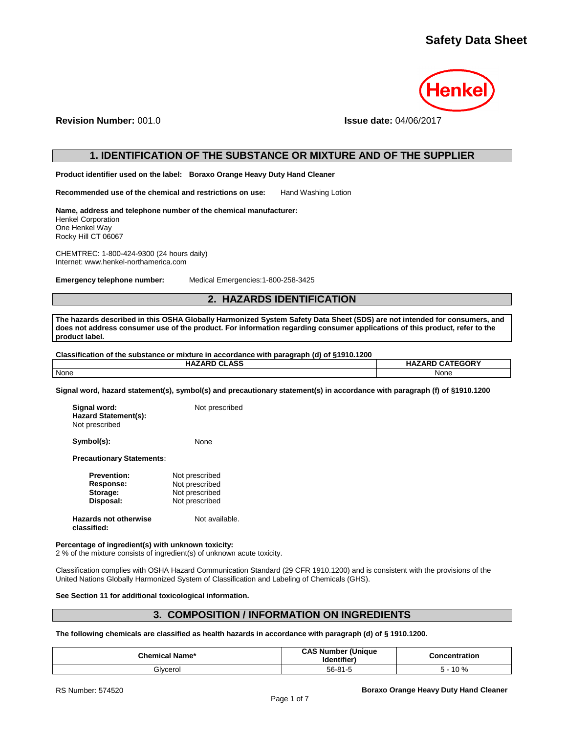# Safety Data Sheet

Henkel

**Revision Number:** 001.0 **Issue date:** 04/06/2017

## 1. IDENTIFICATION OF THE SUBSTANCE OR MIXTURE AND OF THE SUPPLIER

**Product identifier used on the label: Boraxo Orange Heavy Duty Hand Cleaner**

**Recommended use of the chemical and restrictions on use:** Hand Washing Lotion

**Name, address and telephone number of the chemical manufacturer:**
Henkel Corporation
One Henkel Way
Rocky Hill CT 06067

CHEMTREC: 1-800-424-9300 (24 hours daily)
Internet: www.henkel-northamerica.com

**Emergency telephone number:** Medical Emergencies:1-800-258-3425

## 2. HAZARDS IDENTIFICATION

**The hazards described in this OSHA Globally Harmonized System Safety Data Sheet (SDS) are not intended for consumers, and does not address consumer use of the product. For information regarding consumer applications of this product, refer to the product label.**

**Classification of the substance or mixture in accordance with paragraph (d) of §1910.1200**

| HAZARD CLASS | HAZARD CATEGORY |
|---|---|
| None | None |

**Signal word, hazard statement(s), symbol(s) and precautionary statement(s) in accordance with paragraph (f) of §1910.1200**

**Signal word:** Not prescribed
**Hazard Statement(s):**
Not prescribed

**Symbol(s):** None

**Precautionary Statements:**

**Prevention:** Not prescribed
**Response:** Not prescribed
**Storage:** Not prescribed
**Disposal:** Not prescribed

**Hazards not otherwise classified:** Not available.

**Percentage of ingredient(s) with unknown toxicity:**
2 % of the mixture consists of ingredient(s) of unknown acute toxicity.

Classification complies with OSHA Hazard Communication Standard (29 CFR 1910.1200) and is consistent with the provisions of the United Nations Globally Harmonized System of Classification and Labeling of Chemicals (GHS).

**See Section 11 for additional toxicological information.**

## 3. COMPOSITION / INFORMATION ON INGREDIENTS

**The following chemicals are classified as health hazards in accordance with paragraph (d) of § 1910.1200.**

| Chemical Name* | CAS Number (Unique Identifier) | Concentration |
|---|---|---|
| Glycerol | 56-81-5 | 5 - 10 % |

RS Number: 574520 **Boraxo Orange Heavy Duty Hand Cleaner**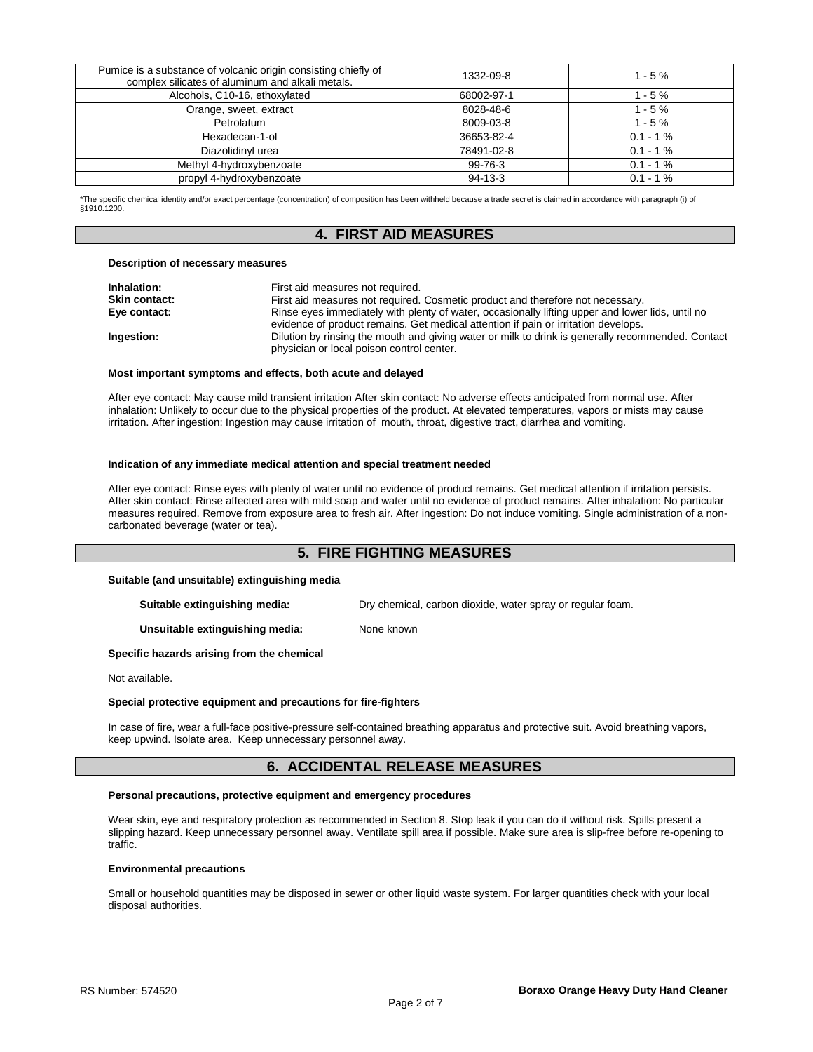| | | |
|---|---|---|
| Pumice is a substance of volcanic origin consisting chiefly of complex silicates of aluminum and alkali metals. | 1332-09-8 | 1 - 5 % |
| Alcohols, C10-16, ethoxylated | 68002-97-1 | 1 - 5 % |
| Orange, sweet, extract | 8028-48-6 | 1 - 5 % |
| Petrolatum | 8009-03-8 | 1 - 5 % |
| Hexadecan-1-ol | 36653-82-4 | 0.1 - 1 % |
| Diazolidinyl urea | 78491-02-8 | 0.1 - 1 % |
| Methyl 4-hydroxybenzoate | 99-76-3 | 0.1 - 1 % |
| propyl 4-hydroxybenzoate | 94-13-3 | 0.1 - 1 % |

*The specific chemical identity and/or exact percentage (concentration) of composition has been withheld because a trade secret is claimed in accordance with paragraph (i) of §1910.1200.

# 4. FIRST AID MEASURES

**Description of necessary measures**

**Inhalation:** First aid measures not required.

**Skin contact:** First aid measures not required. Cosmetic product and therefore not necessary.

**Eye contact:** Rinse eyes immediately with plenty of water, occasionally lifting upper and lower lids, until no evidence of product remains. Get medical attention if pain or irritation develops.

**Ingestion:** Dilution by rinsing the mouth and giving water or milk to drink is generally recommended. Contact physician or local poison control center.

**Most important symptoms and effects, both acute and delayed**

After eye contact: May cause mild transient irritation After skin contact: No adverse effects anticipated from normal use. After inhalation: Unlikely to occur due to the physical properties of the product. At elevated temperatures, vapors or mists may cause irritation. After ingestion: Ingestion may cause irritation of mouth, throat, digestive tract, diarrhea and vomiting.

**Indication of any immediate medical attention and special treatment needed**

After eye contact: Rinse eyes with plenty of water until no evidence of product remains. Get medical attention if irritation persists. After skin contact: Rinse affected area with mild soap and water until no evidence of product remains. After inhalation: No particular measures required. Remove from exposure area to fresh air. After ingestion: Do not induce vomiting. Single administration of a non-carbonated beverage (water or tea).

# 5. FIRE FIGHTING MEASURES

**Suitable (and unsuitable) extinguishing media**

**Suitable extinguishing media:** Dry chemical, carbon dioxide, water spray or regular foam.

**Unsuitable extinguishing media:** None known

**Specific hazards arising from the chemical**

Not available.

**Special protective equipment and precautions for fire-fighters**

In case of fire, wear a full-face positive-pressure self-contained breathing apparatus and protective suit. Avoid breathing vapors, keep upwind. Isolate area. Keep unnecessary personnel away.

# 6. ACCIDENTAL RELEASE MEASURES

**Personal precautions, protective equipment and emergency procedures**

Wear skin, eye and respiratory protection as recommended in Section 8. Stop leak if you can do it without risk. Spills present a slipping hazard. Keep unnecessary personnel away. Ventilate spill area if possible. Make sure area is slip-free before re-opening to traffic.

**Environmental precautions**

Small or household quantities may be disposed in sewer or other liquid waste system. For larger quantities check with your local disposal authorities.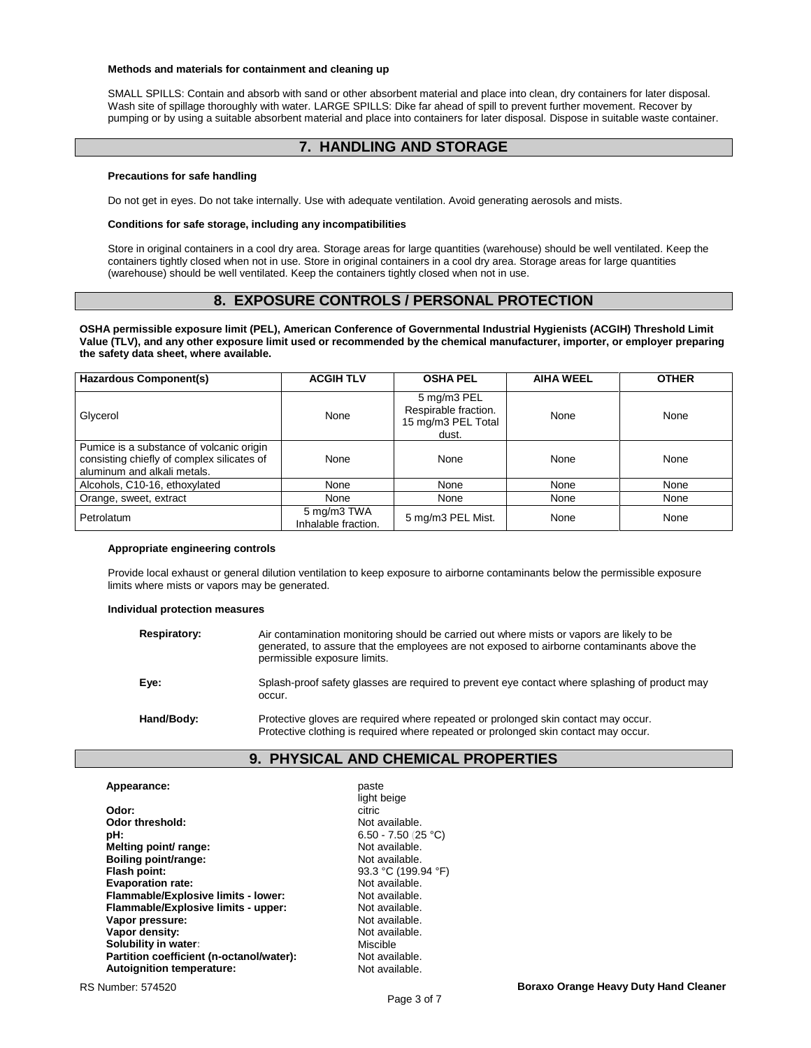**Methods and materials for containment and cleaning up**

SMALL SPILLS: Contain and absorb with sand or other absorbent material and place into clean, dry containers for later disposal. Wash site of spillage thoroughly with water. LARGE SPILLS: Dike far ahead of spill to prevent further movement. Recover by pumping or by using a suitable absorbent material and place into containers for later disposal. Dispose in suitable waste container.

## 7. HANDLING AND STORAGE

**Precautions for safe handling**

Do not get in eyes. Do not take internally. Use with adequate ventilation. Avoid generating aerosols and mists.

**Conditions for safe storage, including any incompatibilities**

Store in original containers in a cool dry area. Storage areas for large quantities (warehouse) should be well ventilated. Keep the containers tightly closed when not in use. Store in original containers in a cool dry area. Storage areas for large quantities (warehouse) should be well ventilated. Keep the containers tightly closed when not in use.

## 8. EXPOSURE CONTROLS / PERSONAL PROTECTION

**OSHA permissible exposure limit (PEL), American Conference of Governmental Industrial Hygienists (ACGIH) Threshold Limit Value (TLV), and any other exposure limit used or recommended by the chemical manufacturer, importer, or employer preparing the safety data sheet, where available.**

| Hazardous Component(s) | ACGIH TLV | OSHA PEL | AIHA WEEL | OTHER |
|---|---|---|---|---|
| Glycerol | None | 5 mg/m3 PEL Respirable fraction. 15 mg/m3 PEL Total dust. | None | None |
| Pumice is a substance of volcanic origin consisting chiefly of complex silicates of aluminum and alkali metals. | None | None | None | None |
| Alcohols, C10-16, ethoxylated | None | None | None | None |
| Orange, sweet, extract | None | None | None | None |
| Petrolatum | 5 mg/m3 TWA Inhalable fraction. | 5 mg/m3 PEL Mist. | None | None |

**Appropriate engineering controls**

Provide local exhaust or general dilution ventilation to keep exposure to airborne contaminants below the permissible exposure limits where mists or vapors may be generated.

**Individual protection measures**

**Respiratory:** Air contamination monitoring should be carried out where mists or vapors are likely to be generated, to assure that the employees are not exposed to airborne contaminants above the permissible exposure limits.

**Eye:** Splash-proof safety glasses are required to prevent eye contact where splashing of product may occur.

**Hand/Body:** Protective gloves are required where repeated or prolonged skin contact may occur. Protective clothing is required where repeated or prolonged skin contact may occur.

## 9. PHYSICAL AND CHEMICAL PROPERTIES

**Appearance:** paste
light beige
**Odor:** citric
**Odor threshold:** Not available.
**pH:** 6.50 - 7.50 (25 °C)
**Melting point/ range:** Not available.
**Boiling point/range:** Not available.
**Flash point:** 93.3 °C (199.94 °F)
**Evaporation rate:** Not available.
**Flammable/Explosive limits - lower:** Not available.
**Flammable/Explosive limits - upper:** Not available.
**Vapor pressure:** Not available.
**Vapor density:** Not available.
**Solubility in water:** Miscible
**Partition coefficient (n-octanol/water):** Not available.
**Autoignition temperature:** Not available.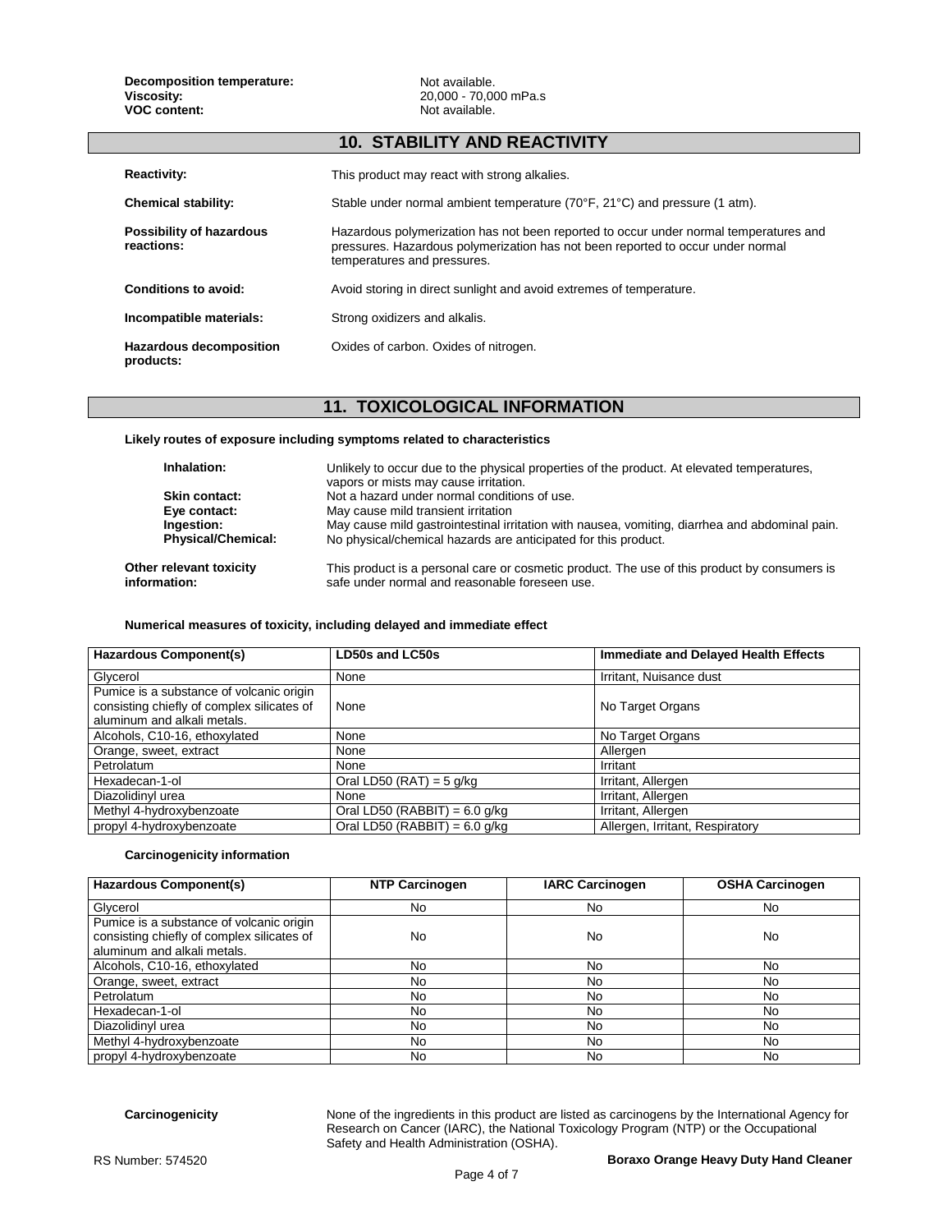**Decomposition temperature:** Not available.
**Viscosity:** 20,000 - 70,000 mPa.s
**VOC content:** Not available.

## 10. STABILITY AND REACTIVITY

**Reactivity:** This product may react with strong alkalies.

**Chemical stability:** Stable under normal ambient temperature (70°F, 21°C) and pressure (1 atm).

**Possibility of hazardous reactions:** Hazardous polymerization has not been reported to occur under normal temperatures and pressures. Hazardous polymerization has not been reported to occur under normal temperatures and pressures.

**Conditions to avoid:** Avoid storing in direct sunlight and avoid extremes of temperature.

**Incompatible materials:** Strong oxidizers and alkalis.

**Hazardous decomposition products:** Oxides of carbon. Oxides of nitrogen.

## 11. TOXICOLOGICAL INFORMATION

**Likely routes of exposure including symptoms related to characteristics**

**Inhalation:** Unlikely to occur due to the physical properties of the product. At elevated temperatures, vapors or mists may cause irritation.
**Skin contact:** Not a hazard under normal conditions of use.
**Eye contact:** May cause mild transient irritation
**Ingestion:** May cause mild gastrointestinal irritation with nausea, vomiting, diarrhea and abdominal pain.
**Physical/Chemical:** No physical/chemical hazards are anticipated for this product.

**Other relevant toxicity information:** This product is a personal care or cosmetic product. The use of this product by consumers is safe under normal and reasonable foreseen use.

**Numerical measures of toxicity, including delayed and immediate effect**

| Hazardous Component(s) | LD50s and LC50s | Immediate and Delayed Health Effects |
|---|---|---|
| Glycerol | None | Irritant, Nuisance dust |
| Pumice is a substance of volcanic origin consisting chiefly of complex silicates of aluminum and alkali metals. | None | No Target Organs |
| Alcohols, C10-16, ethoxylated | None | No Target Organs |
| Orange, sweet, extract | None | Allergen |
| Petrolatum | None | Irritant |
| Hexadecan-1-ol | Oral LD50 (RAT) = 5 g/kg | Irritant, Allergen |
| Diazolidinyl urea | None | Irritant, Allergen |
| Methyl 4-hydroxybenzoate | Oral LD50 (RABBIT) = 6.0 g/kg | Irritant, Allergen |
| propyl 4-hydroxybenzoate | Oral LD50 (RABBIT) = 6.0 g/kg | Allergen, Irritant, Respiratory |

**Carcinogenicity information**

| Hazardous Component(s) | NTP Carcinogen | IARC Carcinogen | OSHA Carcinogen |
|---|---|---|---|
| Glycerol | No | No | No |
| Pumice is a substance of volcanic origin consisting chiefly of complex silicates of aluminum and alkali metals. | No | No | No |
| Alcohols, C10-16, ethoxylated | No | No | No |
| Orange, sweet, extract | No | No | No |
| Petrolatum | No | No | No |
| Hexadecan-1-ol | No | No | No |
| Diazolidinyl urea | No | No | No |
| Methyl 4-hydroxybenzoate | No | No | No |
| propyl 4-hydroxybenzoate | No | No | No |

**Carcinogenicity** None of the ingredients in this product are listed as carcinogens by the International Agency for Research on Cancer (IARC), the National Toxicology Program (NTP) or the Occupational Safety and Health Administration (OSHA).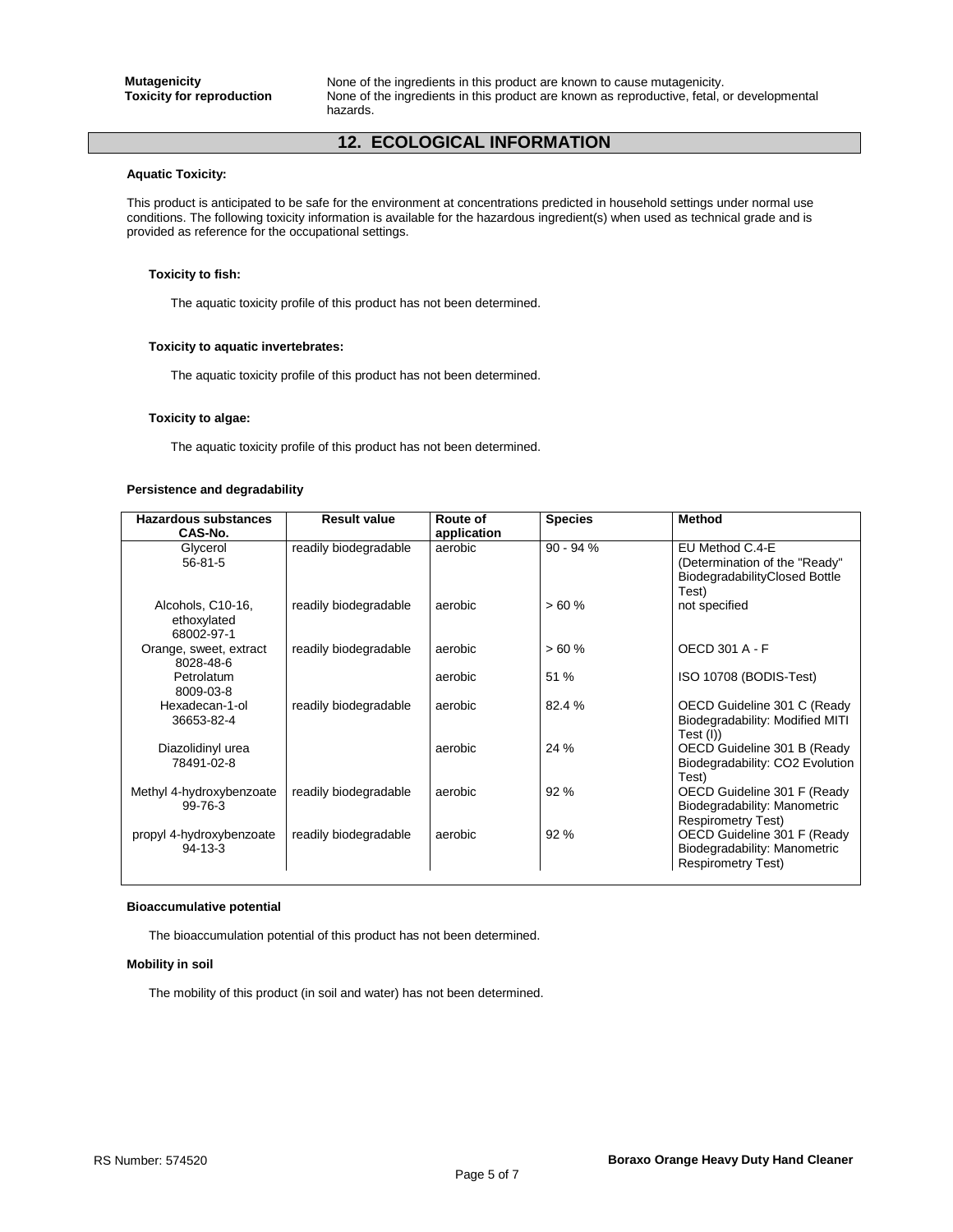**Mutagenicity** None of the ingredients in this product are known to cause mutagenicity.
**Toxicity for reproduction** None of the ingredients in this product are known as reproductive, fetal, or developmental hazards.

## 12. ECOLOGICAL INFORMATION

**Aquatic Toxicity:**

This product is anticipated to be safe for the environment at concentrations predicted in household settings under normal use conditions. The following toxicity information is available for the hazardous ingredient(s) when used as technical grade and is provided as reference for the occupational settings.

**Toxicity to fish:**

The aquatic toxicity profile of this product has not been determined.

**Toxicity to aquatic invertebrates:**

The aquatic toxicity profile of this product has not been determined.

**Toxicity to algae:**

The aquatic toxicity profile of this product has not been determined.

**Persistence and degradability**

| Hazardous substances CAS-No. | Result value | Route of application | Species | Method |
|---|---|---|---|---|
| Glycerol 56-81-5 | readily biodegradable | aerobic | 90 - 94 % | EU Method C.4-E (Determination of the "Ready" BiodegradabilityClosed Bottle Test) |
| Alcohols, C10-16, ethoxylated 68002-97-1 | readily biodegradable | aerobic | > 60 % | not specified |
| Orange, sweet, extract 8028-48-6 | readily biodegradable | aerobic | > 60 % | OECD 301 A - F |
| Petrolatum 8009-03-8 | | aerobic | 51 % | ISO 10708 (BODIS-Test) |
| Hexadecan-1-ol 36653-82-4 | readily biodegradable | aerobic | 82.4 % | OECD Guideline 301 C (Ready Biodegradability: Modified MITI Test (I)) |
| Diazolidinyl urea 78491-02-8 | | aerobic | 24 % | OECD Guideline 301 B (Ready Biodegradability: CO2 Evolution Test) |
| Methyl 4-hydroxybenzoate 99-76-3 | readily biodegradable | aerobic | 92 % | OECD Guideline 301 F (Ready Biodegradability: Manometric Respirometry Test) |
| propyl 4-hydroxybenzoate 94-13-3 | readily biodegradable | aerobic | 92 % | OECD Guideline 301 F (Ready Biodegradability: Manometric Respirometry Test) |

**Bioaccumulative potential**

The bioaccumulation potential of this product has not been determined.

**Mobility in soil**

The mobility of this product (in soil and water) has not been determined.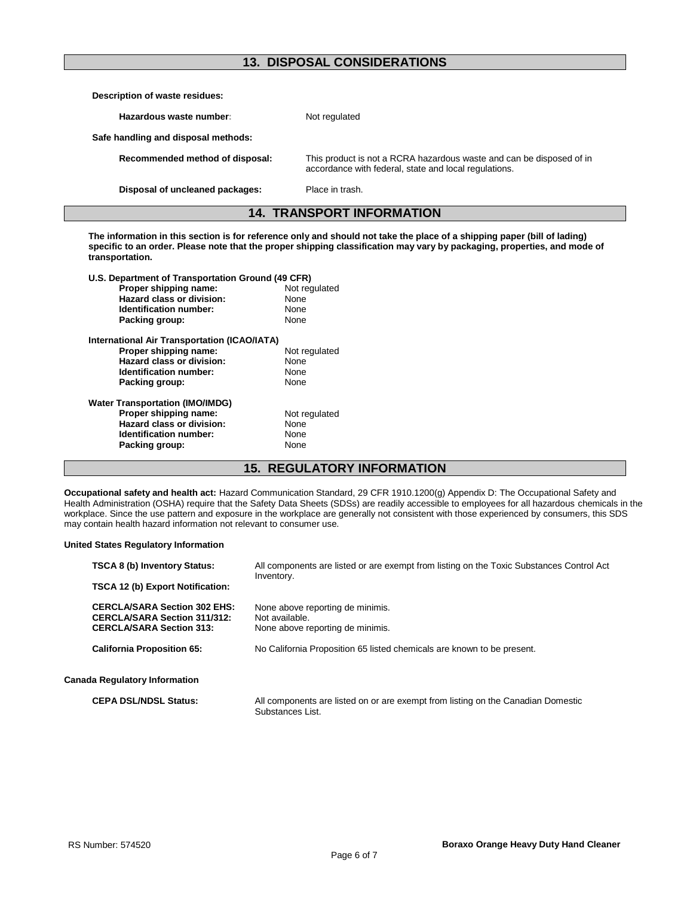## 13. DISPOSAL CONSIDERATIONS

**Description of waste residues:**

| | |
|---|---|
| **Hazardous waste number:** | Not regulated |

**Safe handling and disposal methods:**

| | |
|---|---|
| **Recommended method of disposal:** | This product is not a RCRA hazardous waste and can be disposed of in accordance with federal, state and local regulations. |
| **Disposal of uncleaned packages:** | Place in trash. |

## 14. TRANSPORT INFORMATION

**The information in this section is for reference only and should not take the place of a shipping paper (bill of lading) specific to an order. Please note that the proper shipping classification may vary by packaging, properties, and mode of transportation.**

**U.S. Department of Transportation Ground (49 CFR)**

| | |
|---|---|
| **Proper shipping name:** | Not regulated |
| **Hazard class or division:** | None |
| **Identification number:** | None |
| **Packing group:** | None |

**International Air Transportation (ICAO/IATA)**

| | |
|---|---|
| **Proper shipping name:** | Not regulated |
| **Hazard class or division:** | None |
| **Identification number:** | None |
| **Packing group:** | None |

**Water Transportation (IMO/IMDG)**

| | |
|---|---|
| **Proper shipping name:** | Not regulated |
| **Hazard class or division:** | None |
| **Identification number:** | None |
| **Packing group:** | None |

## 15. REGULATORY INFORMATION

**Occupational safety and health act:** Hazard Communication Standard, 29 CFR 1910.1200(g) Appendix D: The Occupational Safety and Health Administration (OSHA) require that the Safety Data Sheets (SDSs) are readily accessible to employees for all hazardous chemicals in the workplace. Since the use pattern and exposure in the workplace are generally not consistent with those experienced by consumers, this SDS may contain health hazard information not relevant to consumer use.

**United States Regulatory Information**

| | |
|---|---|
| **TSCA 8 (b) Inventory Status:** | All components are listed or are exempt from listing on the Toxic Substances Control Act Inventory. |
| **TSCA 12 (b) Export Notification:** | |
| **CERCLA/SARA Section 302 EHS:** | None above reporting de minimis. |
| **CERCLA/SARA Section 311/312:** | Not available. |
| **CERCLA/SARA Section 313:** | None above reporting de minimis. |
| **California Proposition 65:** | No California Proposition 65 listed chemicals are known to be present. |

**Canada Regulatory Information**

| | |
|---|---|
| **CEPA DSL/NDSL Status:** | All components are listed on or are exempt from listing on the Canadian Domestic Substances List. |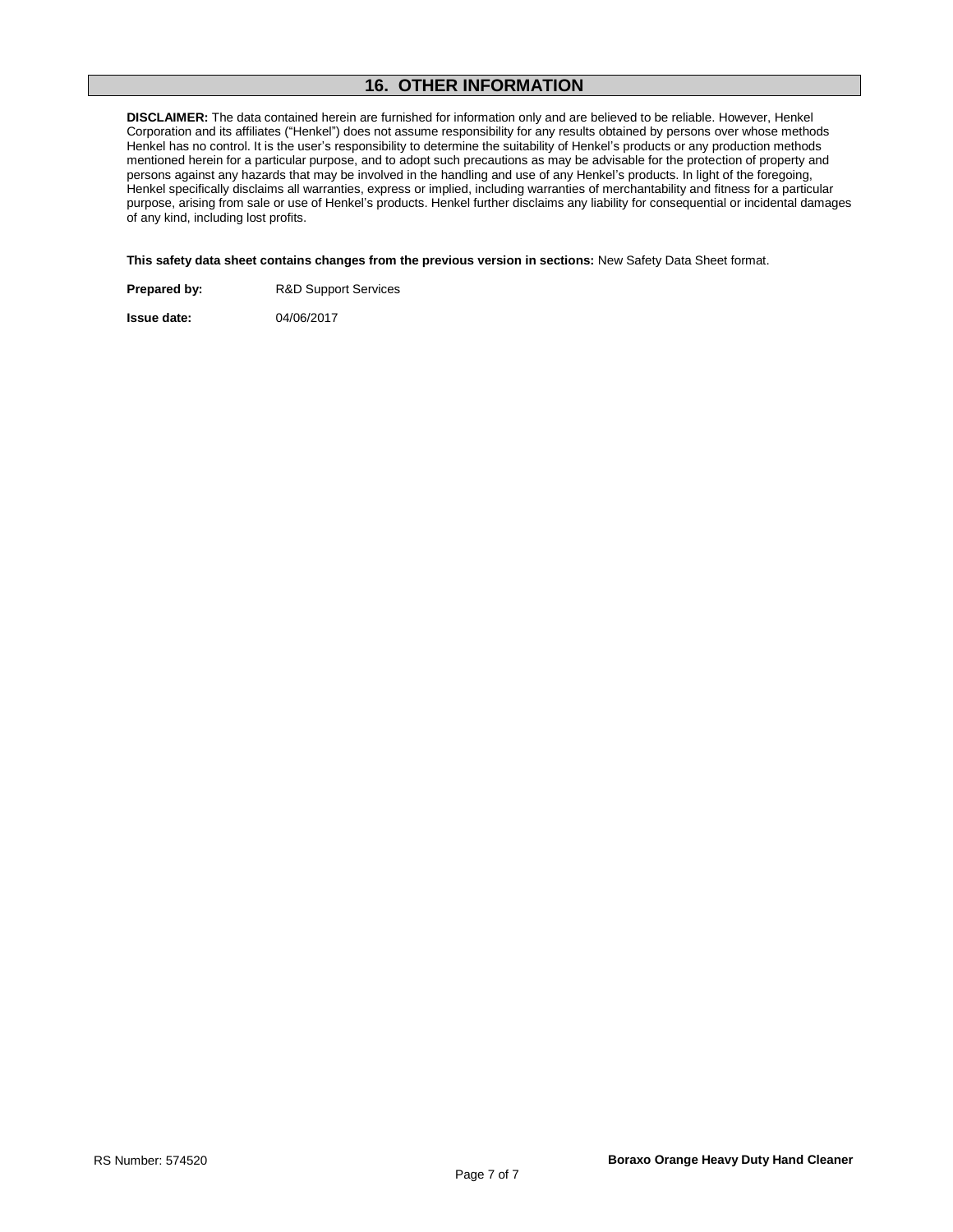## 16. OTHER INFORMATION

**DISCLAIMER:** The data contained herein are furnished for information only and are believed to be reliable. However, Henkel Corporation and its affiliates ("Henkel") does not assume responsibility for any results obtained by persons over whose methods Henkel has no control. It is the user's responsibility to determine the suitability of Henkel's products or any production methods mentioned herein for a particular purpose, and to adopt such precautions as may be advisable for the protection of property and persons against any hazards that may be involved in the handling and use of any Henkel's products. In light of the foregoing, Henkel specifically disclaims all warranties, express or implied, including warranties of merchantability and fitness for a particular purpose, arising from sale or use of Henkel's products. Henkel further disclaims any liability for consequential or incidental damages of any kind, including lost profits.

**This safety data sheet contains changes from the previous version in sections:** New Safety Data Sheet format.

**Prepared by:** R&D Support Services

**Issue date:** 04/06/2017